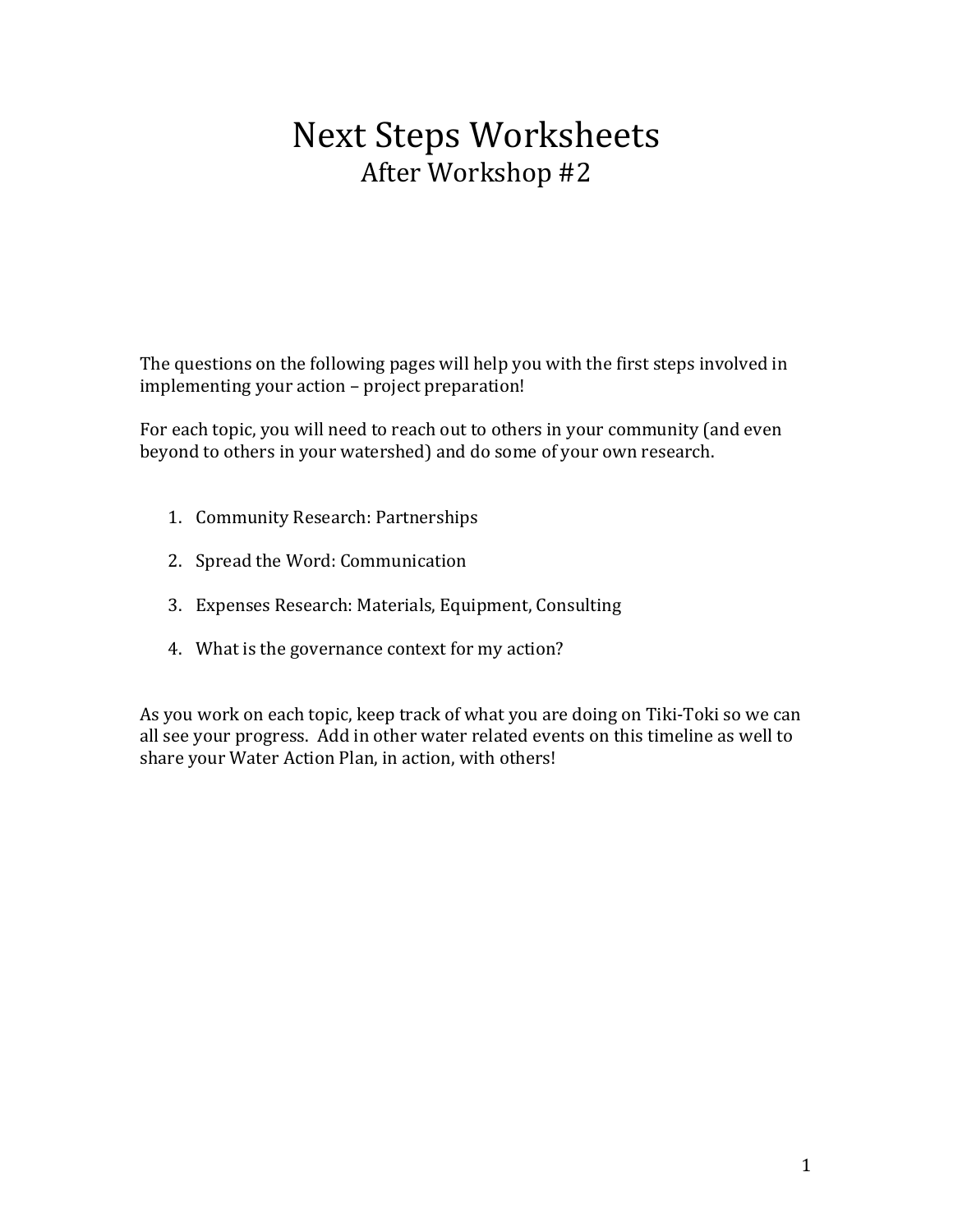# Next Steps Worksheets

## After Workshop #2

The questions on the following pages will help you with the first steps involved in implementing your action – project preparation!

For each topic, you will need to reach out to others in your community (and even beyond to others in your watershed) and do some of your own research.

1. Community Research: Partnerships
2. Spread the Word: Communication
3. Expenses Research: Materials, Equipment, Consulting
4. What is the governance context for my action?

As you work on each topic, keep track of what you are doing on Tiki-Toki so we can all see your progress. Add in other water related events on this timeline as well to share your Water Action Plan, in action, with others!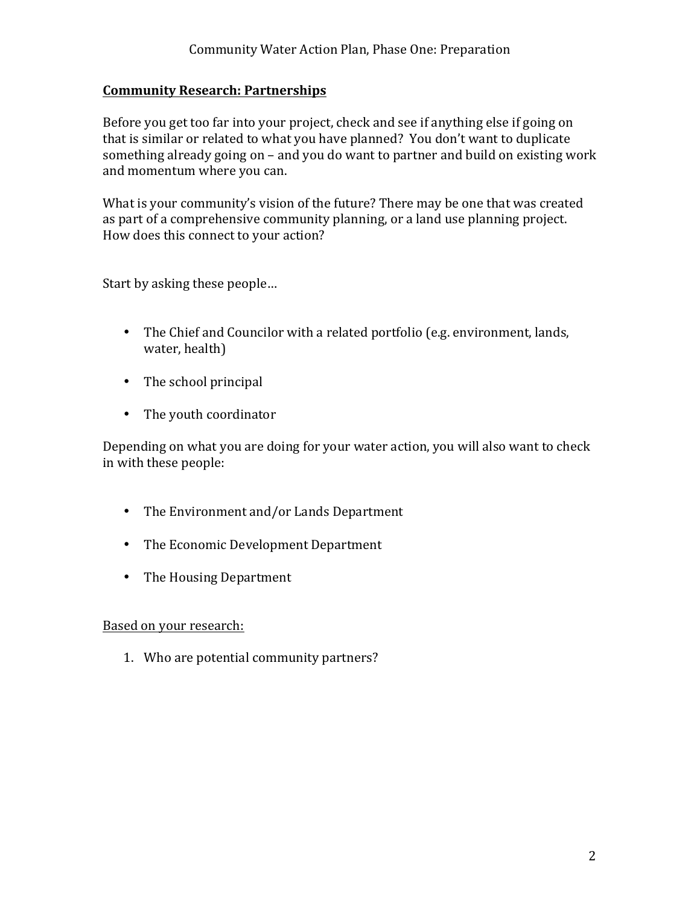## Community Research: Partnerships

Before you get too far into your project, check and see if anything else if going on that is similar or related to what you have planned? You don't want to duplicate something already going on – and you do want to partner and build on existing work and momentum where you can.

What is your community's vision of the future? There may be one that was created as part of a comprehensive community planning, or a land use planning project. How does this connect to your action?

Start by asking these people…

- The Chief and Councilor with a related portfolio (e.g. environment, lands, water, health)
- The school principal
- The youth coordinator

Depending on what you are doing for your water action, you will also want to check in with these people:

- The Environment and/or Lands Department
- The Economic Development Department
- The Housing Department

<u>Based on your research:</u>

1. Who are potential community partners?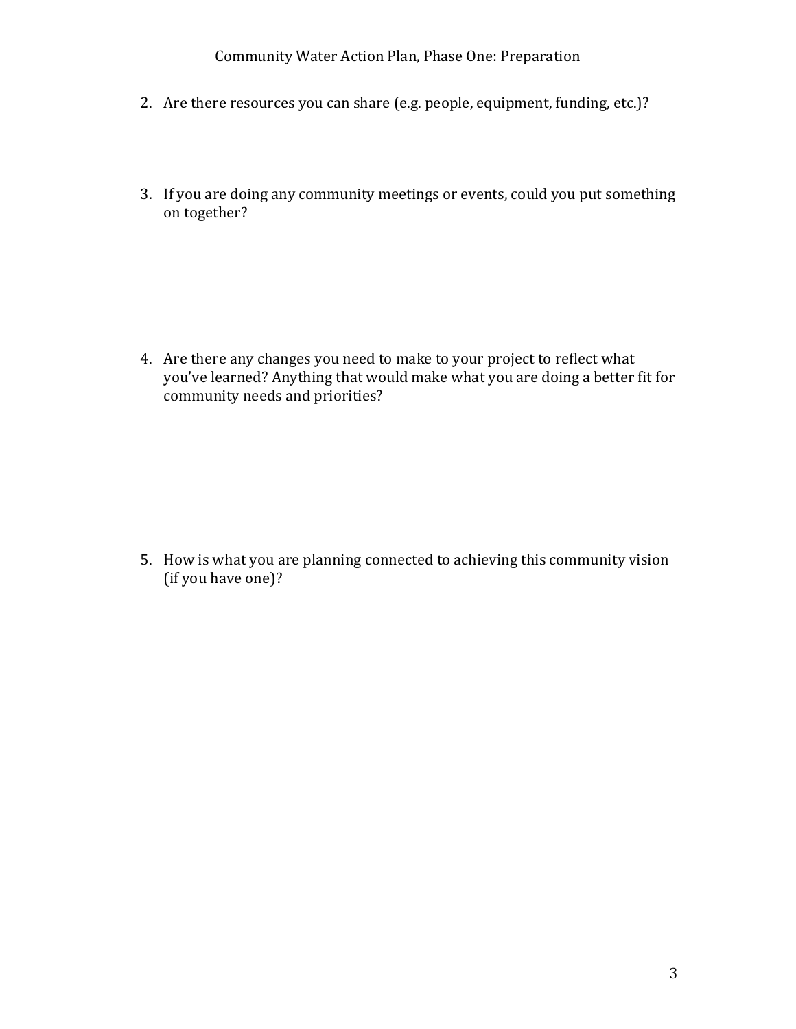2. Are there resources you can share (e.g. people, equipment, funding, etc.)?

3. If you are doing any community meetings or events, could you put something on together?

4. Are there any changes you need to make to your project to reflect what you've learned? Anything that would make what you are doing a better fit for community needs and priorities?

5. How is what you are planning connected to achieving this community vision (if you have one)?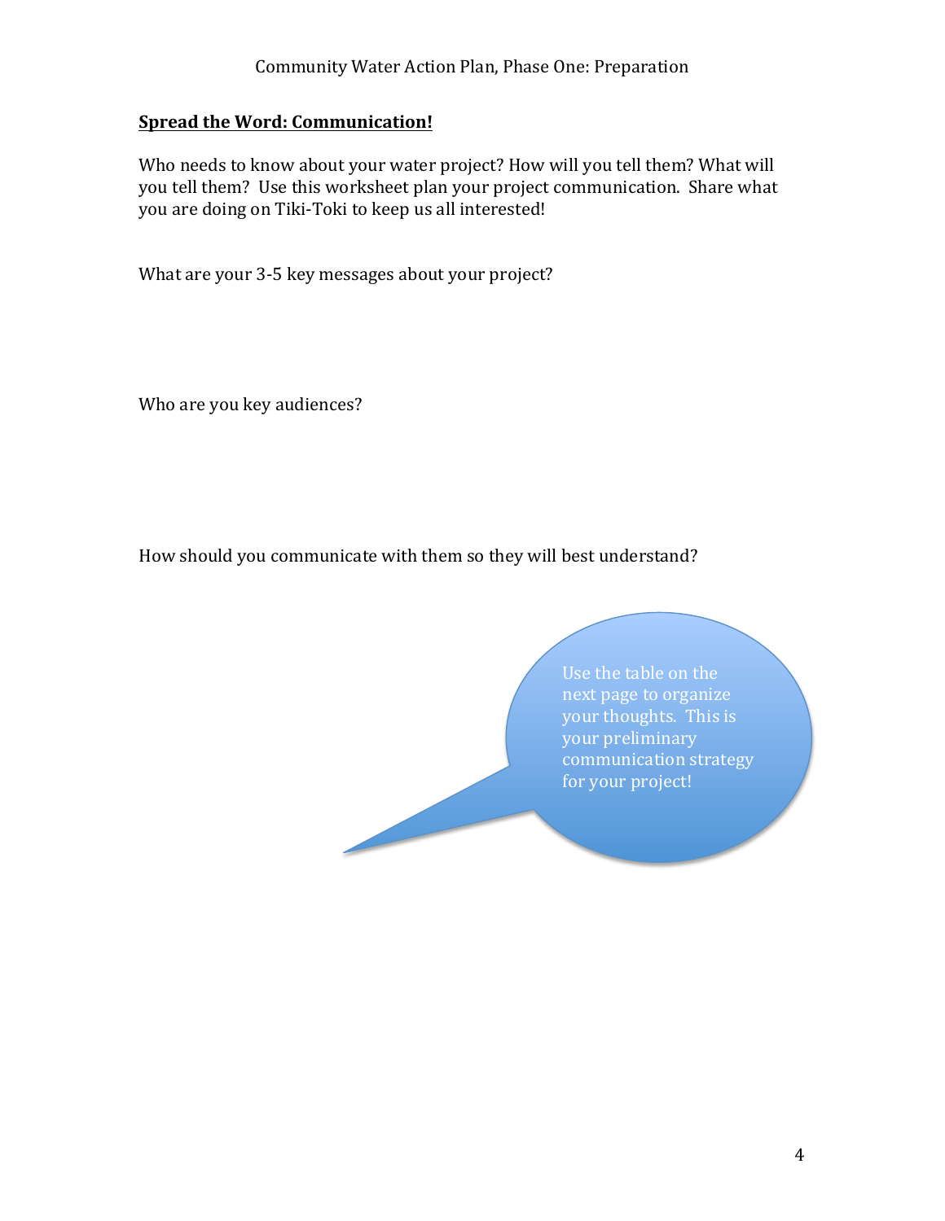## Spread the Word: Communication!

Who needs to know about your water project? How will you tell them? What will you tell them? Use this worksheet plan your project communication. Share what you are doing on Tiki-Toki to keep us all interested!

What are your 3-5 key messages about your project?

Who are you key audiences?

How should you communicate with them so they will best understand?

Use the table on the next page to organize your thoughts. This is your preliminary communication strategy for your project!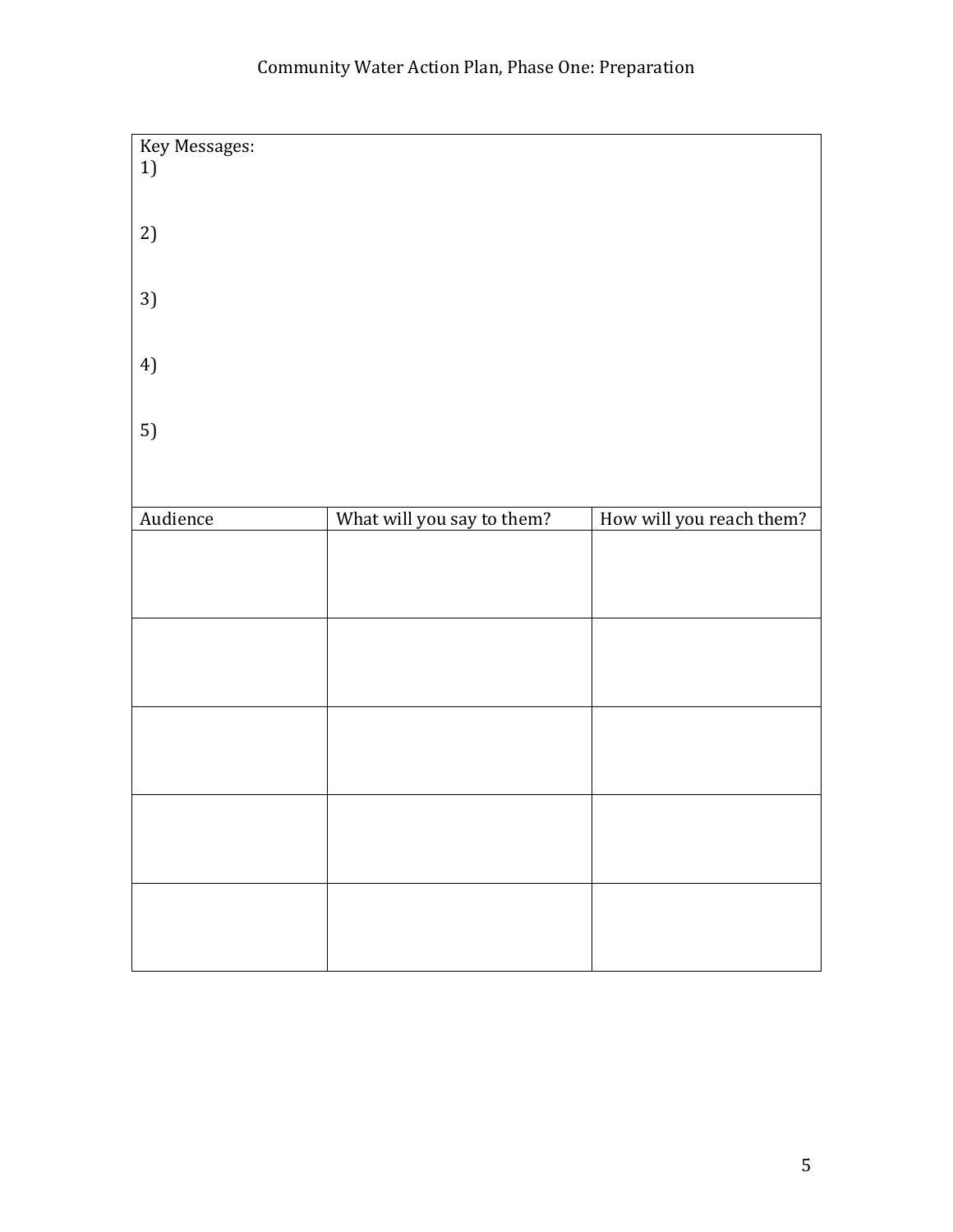Key Messages:

1)

2)

3)

4)

5)

| Audience | What will you say to them? | How will you reach them? |
|---|---|---|
| | | |
| | | |
| | | |
| | | |
| | | |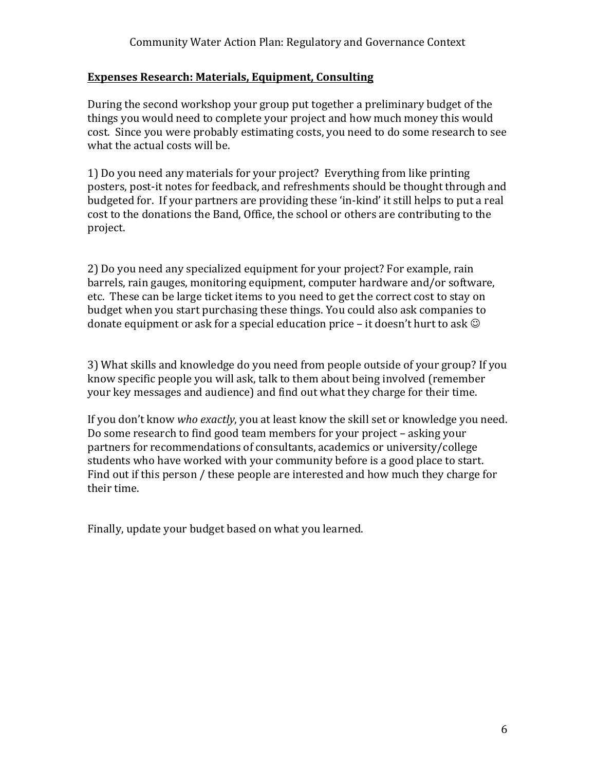## Expenses Research: Materials, Equipment, Consulting

During the second workshop your group put together a preliminary budget of the things you would need to complete your project and how much money this would cost. Since you were probably estimating costs, you need to do some research to see what the actual costs will be.

1) Do you need any materials for your project? Everything from like printing posters, post-it notes for feedback, and refreshments should be thought through and budgeted for. If your partners are providing these 'in-kind' it still helps to put a real cost to the donations the Band, Office, the school or others are contributing to the project.

2) Do you need any specialized equipment for your project? For example, rain barrels, rain gauges, monitoring equipment, computer hardware and/or software, etc. These can be large ticket items to you need to get the correct cost to stay on budget when you start purchasing these things. You could also ask companies to donate equipment or ask for a special education price – it doesn't hurt to ask ☺

3) What skills and knowledge do you need from people outside of your group? If you know specific people you will ask, talk to them about being involved (remember your key messages and audience) and find out what they charge for their time.

If you don't know *who exactly*, you at least know the skill set or knowledge you need. Do some research to find good team members for your project – asking your partners for recommendations of consultants, academics or university/college students who have worked with your community before is a good place to start. Find out if this person / these people are interested and how much they charge for their time.

Finally, update your budget based on what you learned.